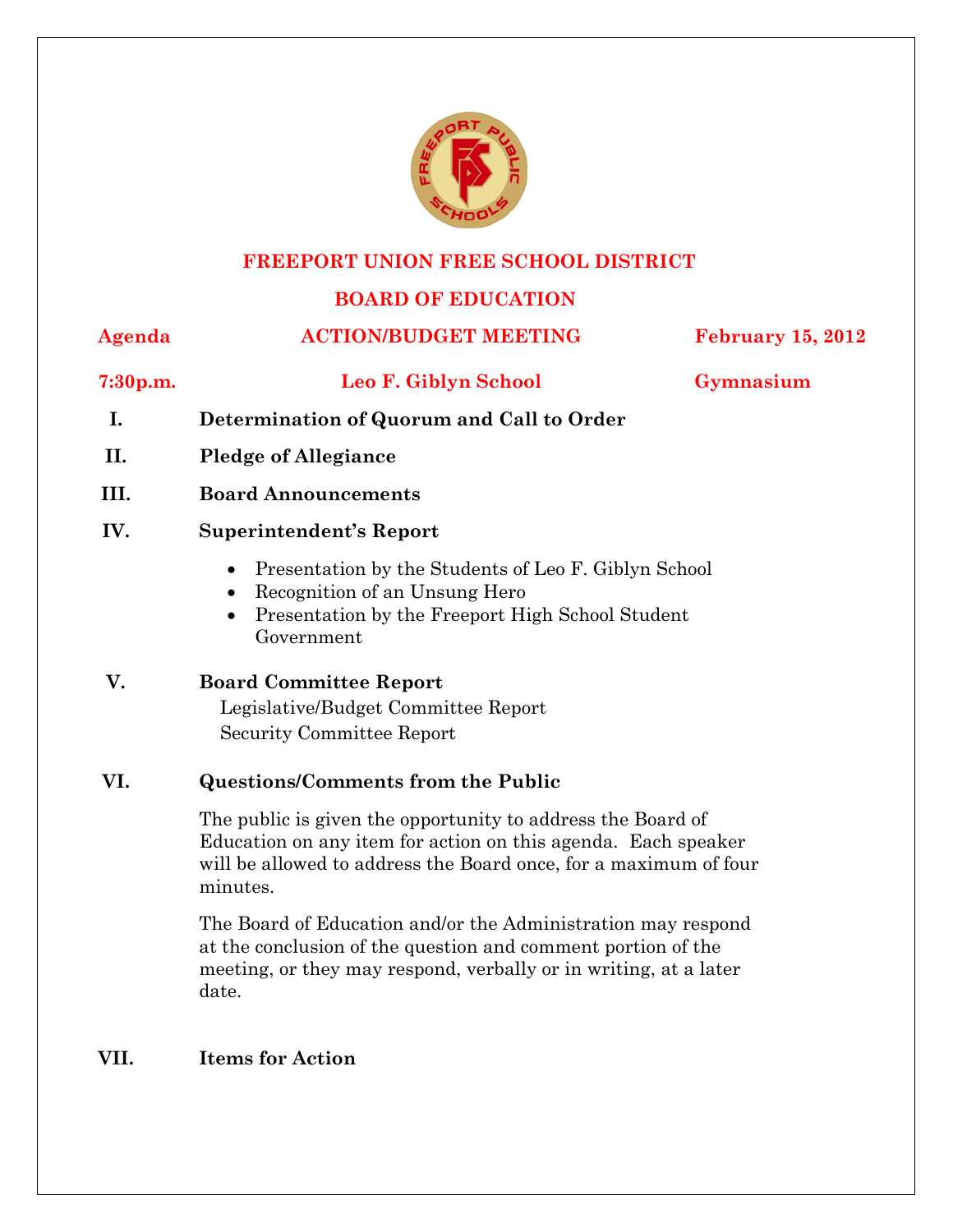# FREEPORT UNION FREE SCHOOL DISTRICT

## BOARD OF EDUCATION

**Agenda** **ACTION/BUDGET MEETING** **February 15, 2012**

**7:30p.m.** **Leo F. Giblyn School** **Gymnasium**

**I. Determination of Quorum and Call to Order**

**II. Pledge of Allegiance**

**III. Board Announcements**

**IV. Superintendent's Report**

- Presentation by the Students of Leo F. Giblyn School
- Recognition of an Unsung Hero
- Presentation by the Freeport High School Student Government

**V. Board Committee Report**

Legislative/Budget Committee Report

Security Committee Report

**VI. Questions/Comments from the Public**

The public is given the opportunity to address the Board of Education on any item for action on this agenda. Each speaker will be allowed to address the Board once, for a maximum of four minutes.

The Board of Education and/or the Administration may respond at the conclusion of the question and comment portion of the meeting, or they may respond, verbally or in writing, at a later date.

**VII. Items for Action**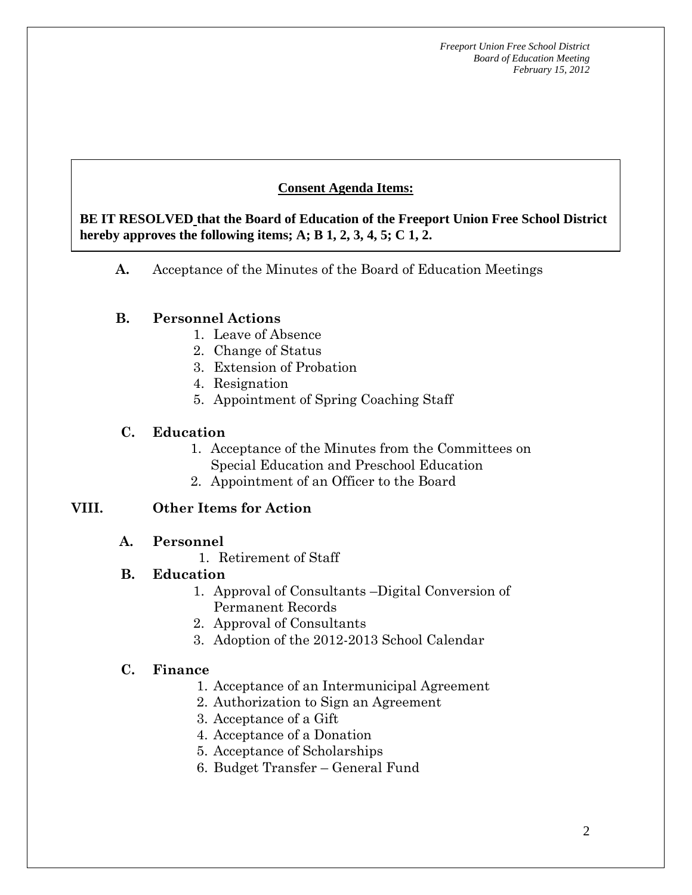**Consent Agenda Items:**

**BE IT RESOLVED that the Board of Education of the Freeport Union Free School District hereby approves the following items; A; B 1, 2, 3, 4, 5; C 1, 2.**

**A.** Acceptance of the Minutes of the Board of Education Meetings

**B. Personnel Actions**

1. Leave of Absence
2. Change of Status
3. Extension of Probation
4. Resignation
5. Appointment of Spring Coaching Staff

**C. Education**

1. Acceptance of the Minutes from the Committees on Special Education and Preschool Education
2. Appointment of an Officer to the Board

## VIII. Other Items for Action

**A. Personnel**

1. Retirement of Staff

**B. Education**

1. Approval of Consultants –Digital Conversion of Permanent Records
2. Approval of Consultants
3. Adoption of the 2012-2013 School Calendar

**C. Finance**

1. Acceptance of an Intermunicipal Agreement
2. Authorization to Sign an Agreement
3. Acceptance of a Gift
4. Acceptance of a Donation
5. Acceptance of Scholarships
6. Budget Transfer – General Fund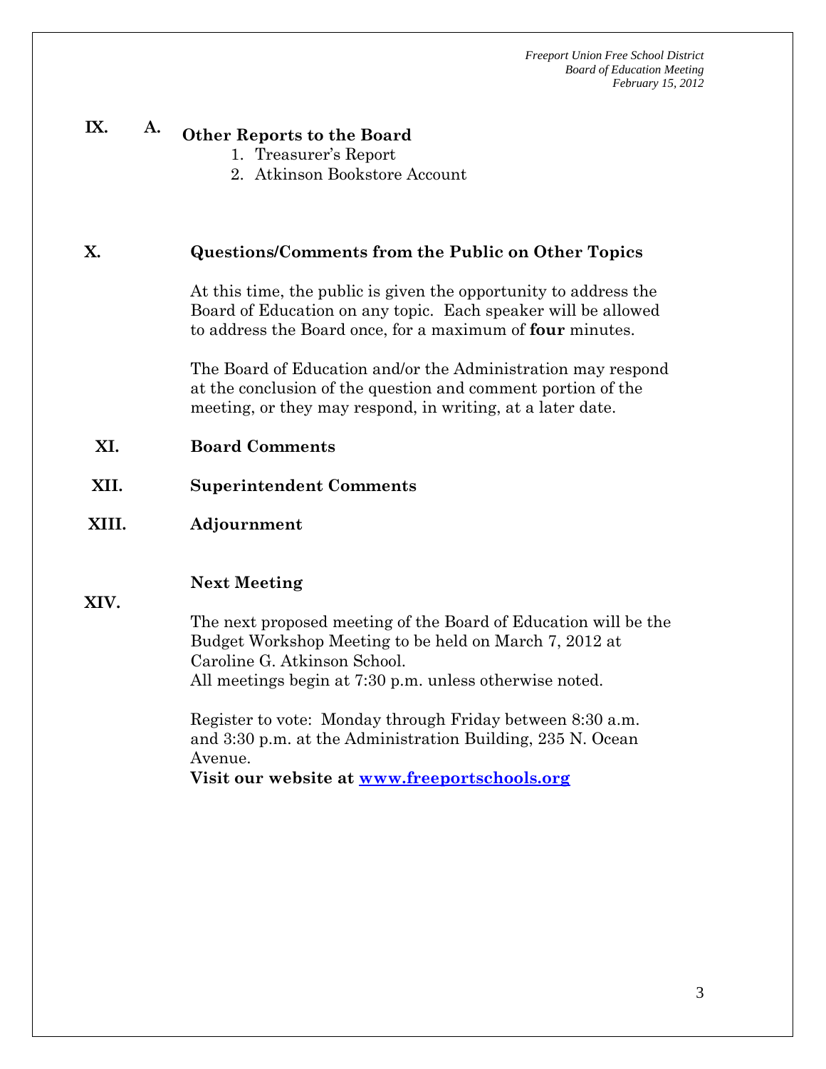## IX. A. Other Reports to the Board

1. Treasurer's Report
2. Atkinson Bookstore Account

## X. Questions/Comments from the Public on Other Topics

At this time, the public is given the opportunity to address the Board of Education on any topic. Each speaker will be allowed to address the Board once, for a maximum of **four** minutes.

The Board of Education and/or the Administration may respond at the conclusion of the question and comment portion of the meeting, or they may respond, in writing, at a later date.

## XI. Board Comments

## XII. Superintendent Comments

## XIII. Adjournment

## XIV. Next Meeting

The next proposed meeting of the Board of Education will be the Budget Workshop Meeting to be held on March 7, 2012 at Caroline G. Atkinson School.
All meetings begin at 7:30 p.m. unless otherwise noted.

Register to vote: Monday through Friday between 8:30 a.m. and 3:30 p.m. at the Administration Building, 235 N. Ocean Avenue.
**Visit our website at [www.freeportschools.org](http://www.freeportschools.org)**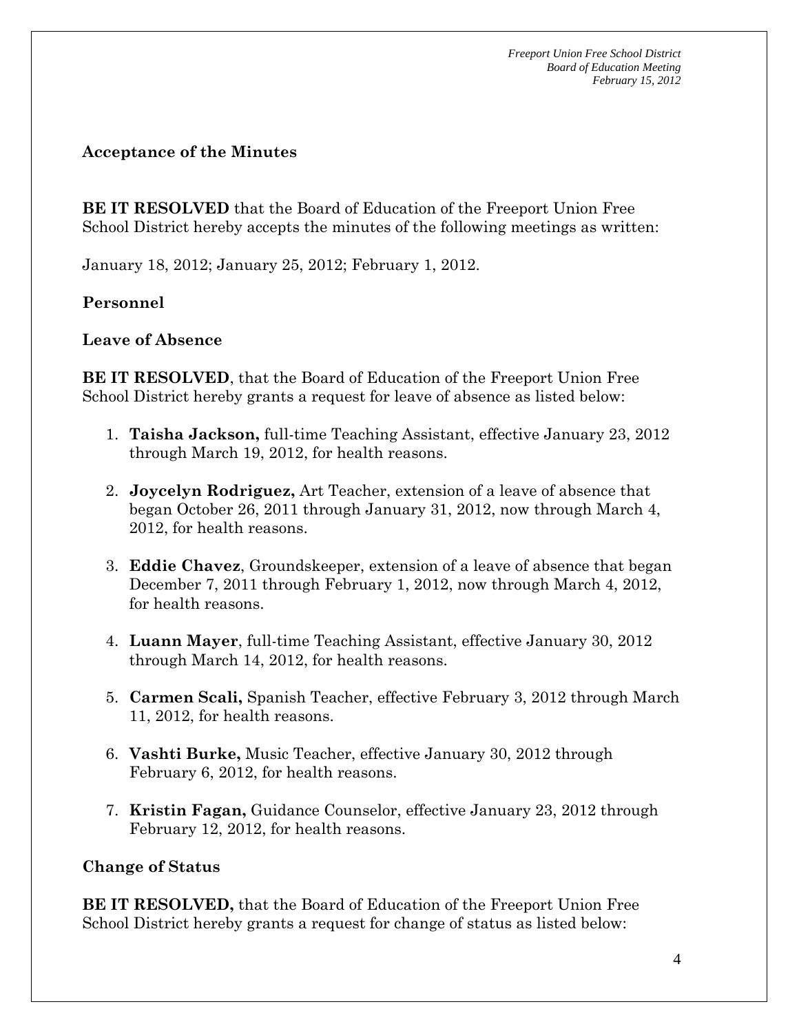### Acceptance of the Minutes

**BE IT RESOLVED** that the Board of Education of the Freeport Union Free School District hereby accepts the minutes of the following meetings as written:

January 18, 2012; January 25, 2012; February 1, 2012.

### Personnel

### Leave of Absence

**BE IT RESOLVED**, that the Board of Education of the Freeport Union Free School District hereby grants a request for leave of absence as listed below:

1. **Taisha Jackson,** full-time Teaching Assistant, effective January 23, 2012 through March 19, 2012, for health reasons.
2. **Joycelyn Rodriguez,** Art Teacher, extension of a leave of absence that began October 26, 2011 through January 31, 2012, now through March 4, 2012, for health reasons.
3. **Eddie Chavez**, Groundskeeper, extension of a leave of absence that began December 7, 2011 through February 1, 2012, now through March 4, 2012, for health reasons.
4. **Luann Mayer**, full-time Teaching Assistant, effective January 30, 2012 through March 14, 2012, for health reasons.
5. **Carmen Scali,** Spanish Teacher, effective February 3, 2012 through March 11, 2012, for health reasons.
6. **Vashti Burke,** Music Teacher, effective January 30, 2012 through February 6, 2012, for health reasons.
7. **Kristin Fagan,** Guidance Counselor, effective January 23, 2012 through February 12, 2012, for health reasons.

### Change of Status

**BE IT RESOLVED,** that the Board of Education of the Freeport Union Free School District hereby grants a request for change of status as listed below: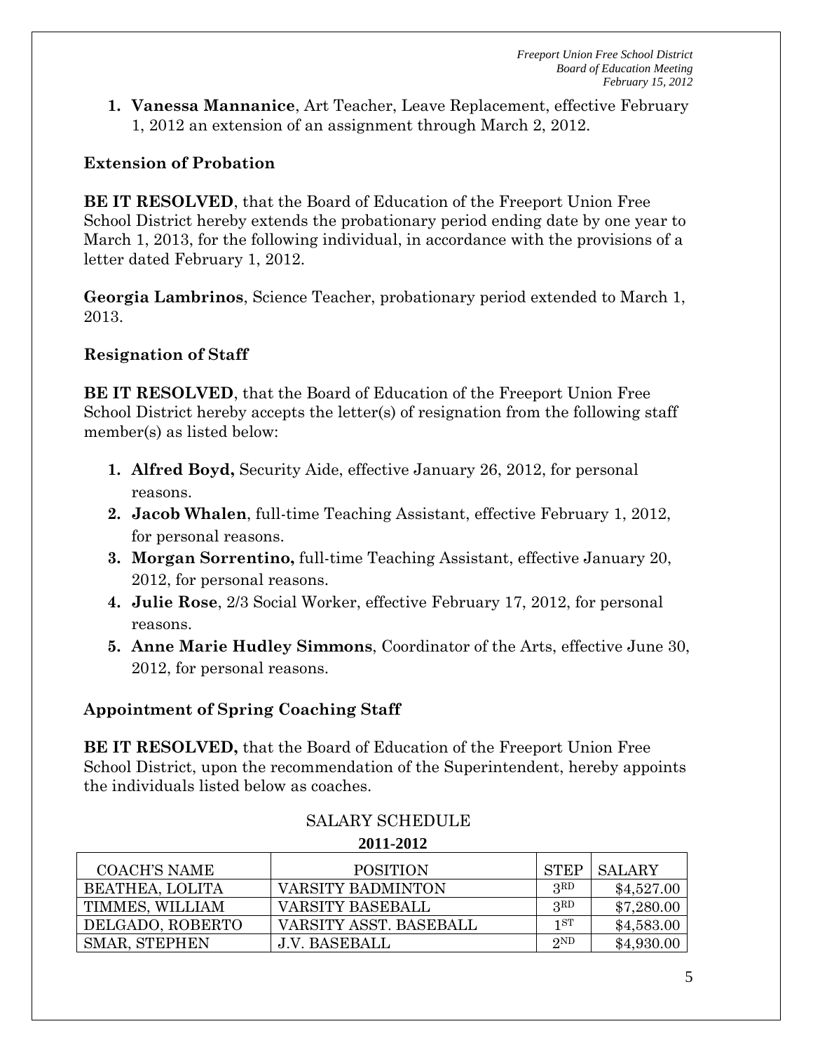1. **Vanessa Mannanice**, Art Teacher, Leave Replacement, effective February 1, 2012 an extension of an assignment through March 2, 2012.

**Extension of Probation**

**BE IT RESOLVED**, that the Board of Education of the Freeport Union Free School District hereby extends the probationary period ending date by one year to March 1, 2013, for the following individual, in accordance with the provisions of a letter dated February 1, 2012.

**Georgia Lambrinos**, Science Teacher, probationary period extended to March 1, 2013.

**Resignation of Staff**

**BE IT RESOLVED**, that the Board of Education of the Freeport Union Free School District hereby accepts the letter(s) of resignation from the following staff member(s) as listed below:

1. **Alfred Boyd,** Security Aide, effective January 26, 2012, for personal reasons.
2. **Jacob Whalen**, full-time Teaching Assistant, effective February 1, 2012, for personal reasons.
3. **Morgan Sorrentino,** full-time Teaching Assistant, effective January 20, 2012, for personal reasons.
4. **Julie Rose**, 2/3 Social Worker, effective February 17, 2012, for personal reasons.
5. **Anne Marie Hudley Simmons**, Coordinator of the Arts, effective June 30, 2012, for personal reasons.

**Appointment of Spring Coaching Staff**

**BE IT RESOLVED,** that the Board of Education of the Freeport Union Free School District, upon the recommendation of the Superintendent, hereby appoints the individuals listed below as coaches.

SALARY SCHEDULE

**2011-2012**

| COACH'S NAME | POSITION | STEP | SALARY |
|---|---|---|---|
| BEATHEA, LOLITA | VARSITY BADMINTON | 3RD | $4,527.00 |
| TIMMES, WILLIAM | VARSITY BASEBALL | 3RD | $7,280.00 |
| DELGADO, ROBERTO | VARSITY ASST. BASEBALL | 1ST | $4,583.00 |
| SMAR, STEPHEN | J.V. BASEBALL | 2ND | $4,930.00 |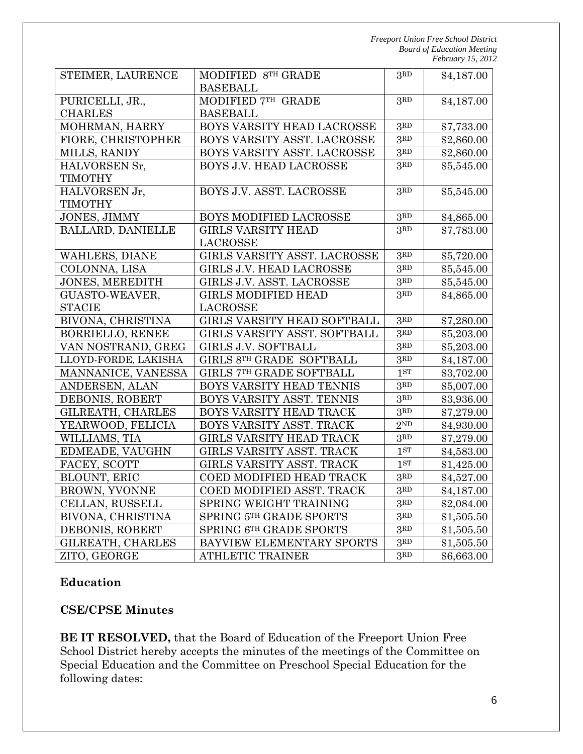| STEIMER, LAURENCE | MODIFIED 8TH GRADE BASEBALL | 3RD | \$4,187.00 |
|---|---|---|---|
| PURICELLI, JR., CHARLES | MODIFIED 7TH GRADE BASEBALL | 3RD | \$4,187.00 |
| MOHRMAN, HARRY | BOYS VARSITY HEAD LACROSSE | 3RD | \$7,733.00 |
| FIORE, CHRISTOPHER | BOYS VARSITY ASST. LACROSSE | 3RD | \$2,860.00 |
| MILLS, RANDY | BOYS VARSITY ASST. LACROSSE | 3RD | \$2,860.00 |
| HALVORSEN Sr, TIMOTHY | BOYS J.V. HEAD LACROSSE | 3RD | \$5,545.00 |
| HALVORSEN Jr, TIMOTHY | BOYS J.V. ASST. LACROSSE | 3RD | \$5,545.00 |
| JONES, JIMMY | BOYS MODIFIED LACROSSE | 3RD | \$4,865.00 |
| BALLARD, DANIELLE | GIRLS VARSITY HEAD LACROSSE | 3RD | \$7,783.00 |
| WAHLERS, DIANE | GIRLS VARSITY ASST. LACROSSE | 3RD | \$5,720.00 |
| COLONNA, LISA | GIRLS J.V. HEAD LACROSSE | 3RD | \$5,545.00 |
| JONES, MEREDITH | GIRLS J.V. ASST. LACROSSE | 3RD | \$5,545.00 |
| GUASTO-WEAVER, STACIE | GIRLS MODIFIED HEAD LACROSSE | 3RD | \$4,865.00 |
| BIVONA, CHRISTINA | GIRLS VARSITY HEAD SOFTBALL | 3RD | \$7,280.00 |
| BORRIELLO, RENEE | GIRLS VARSITY ASST. SOFTBALL | 3RD | \$5,203.00 |
| VAN NOSTRAND, GREG | GIRLS J.V. SOFTBALL | 3RD | \$5,203.00 |
| LLOYD-FORDE, LAKISHA | GIRLS 8TH GRADE SOFTBALL | 3RD | \$4,187.00 |
| MANNANICE, VANESSA | GIRLS 7TH GRADE SOFTBALL | 1ST | \$3,702.00 |
| ANDERSEN, ALAN | BOYS VARSITY HEAD TENNIS | 3RD | \$5,007.00 |
| DEBONIS, ROBERT | BOYS VARSITY ASST. TENNIS | 3RD | \$3,936.00 |
| GILREATH, CHARLES | BOYS VARSITY HEAD TRACK | 3RD | \$7,279.00 |
| YEARWOOD, FELICIA | BOYS VARSITY ASST. TRACK | 2ND | \$4,930.00 |
| WILLIAMS, TIA | GIRLS VARSITY HEAD TRACK | 3RD | \$7,279.00 |
| EDMEADE, VAUGHN | GIRLS VARSITY ASST. TRACK | 1ST | \$4,583.00 |
| FACEY, SCOTT | GIRLS VARSITY ASST. TRACK | 1ST | \$1,425.00 |
| BLOUNT, ERIC | COED MODIFIED HEAD TRACK | 3RD | \$4,527.00 |
| BROWN, YVONNE | COED MODIFIED ASST. TRACK | 3RD | \$4,187.00 |
| CELLAN, RUSSELL | SPRING WEIGHT TRAINING | 3RD | \$2,084.00 |
| BIVONA, CHRISTINA | SPRING 5TH GRADE SPORTS | 3RD | \$1,505.50 |
| DEBONIS, ROBERT | SPRING 6TH GRADE SPORTS | 3RD | \$1,505.50 |
| GILREATH, CHARLES | BAYVIEW ELEMENTARY SPORTS | 3RD | \$1,505.50 |
| ZITO, GEORGE | ATHLETIC TRAINER | 3RD | \$6,663.00 |

**Education**

**CSE/CPSE Minutes**

**BE IT RESOLVED,** that the Board of Education of the Freeport Union Free School District hereby accepts the minutes of the meetings of the Committee on Special Education and the Committee on Preschool Special Education for the following dates: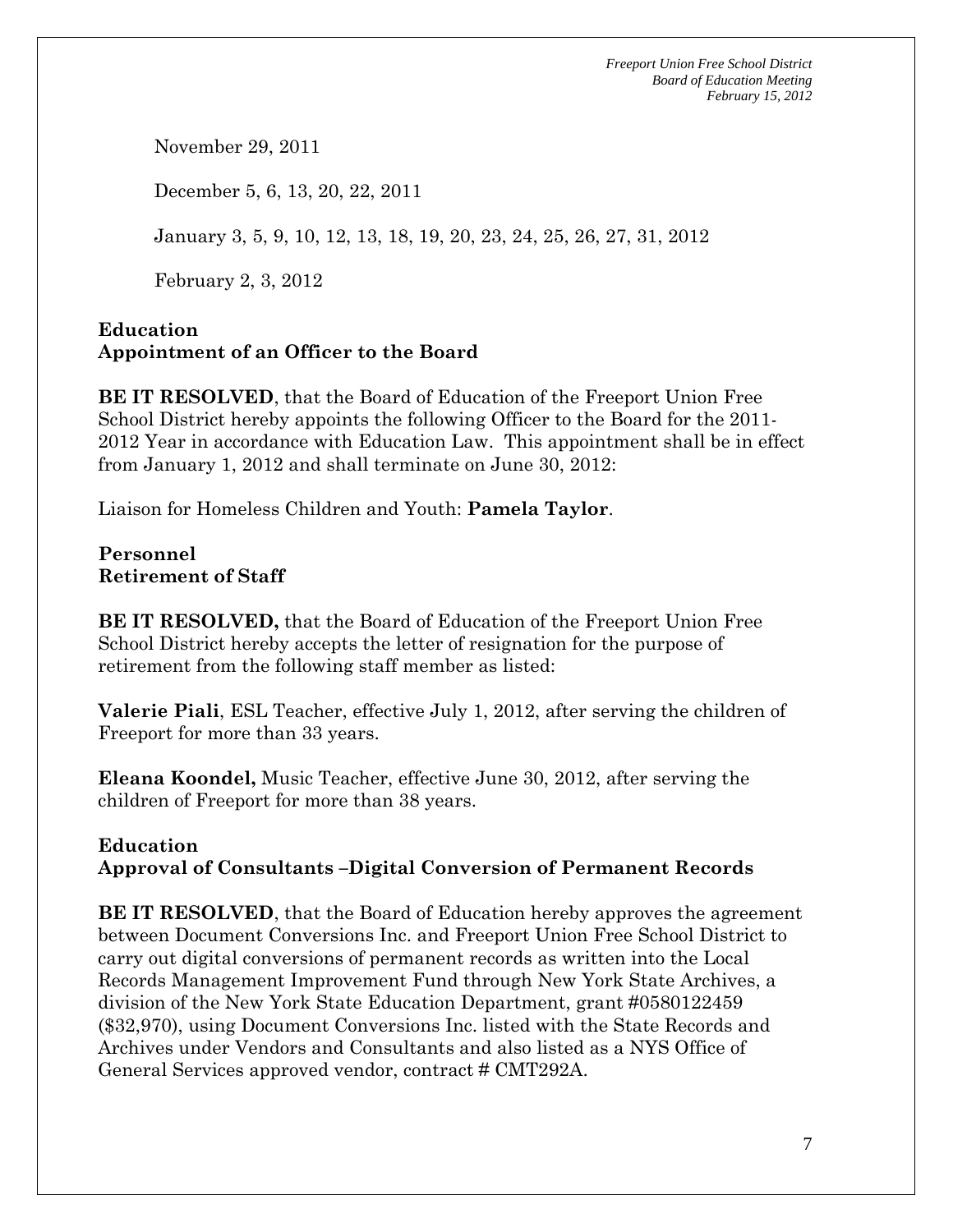November 29, 2011

December 5, 6, 13, 20, 22, 2011

January 3, 5, 9, 10, 12, 13, 18, 19, 20, 23, 24, 25, 26, 27, 31, 2012

February 2, 3, 2012

**Education**
**Appointment of an Officer to the Board**

**BE IT RESOLVED**, that the Board of Education of the Freeport Union Free School District hereby appoints the following Officer to the Board for the 2011-2012 Year in accordance with Education Law. This appointment shall be in effect from January 1, 2012 and shall terminate on June 30, 2012:

Liaison for Homeless Children and Youth: **Pamela Taylor**.

**Personnel**
**Retirement of Staff**

**BE IT RESOLVED,** that the Board of Education of the Freeport Union Free School District hereby accepts the letter of resignation for the purpose of retirement from the following staff member as listed:

**Valerie Piali**, ESL Teacher, effective July 1, 2012, after serving the children of Freeport for more than 33 years.

**Eleana Koondel,** Music Teacher, effective June 30, 2012, after serving the children of Freeport for more than 38 years.

**Education**
**Approval of Consultants –Digital Conversion of Permanent Records**

**BE IT RESOLVED**, that the Board of Education hereby approves the agreement between Document Conversions Inc. and Freeport Union Free School District to carry out digital conversions of permanent records as written into the Local Records Management Improvement Fund through New York State Archives, a division of the New York State Education Department, grant #0580122459 ($32,970), using Document Conversions Inc. listed with the State Records and Archives under Vendors and Consultants and also listed as a NYS Office of General Services approved vendor, contract # CMT292A.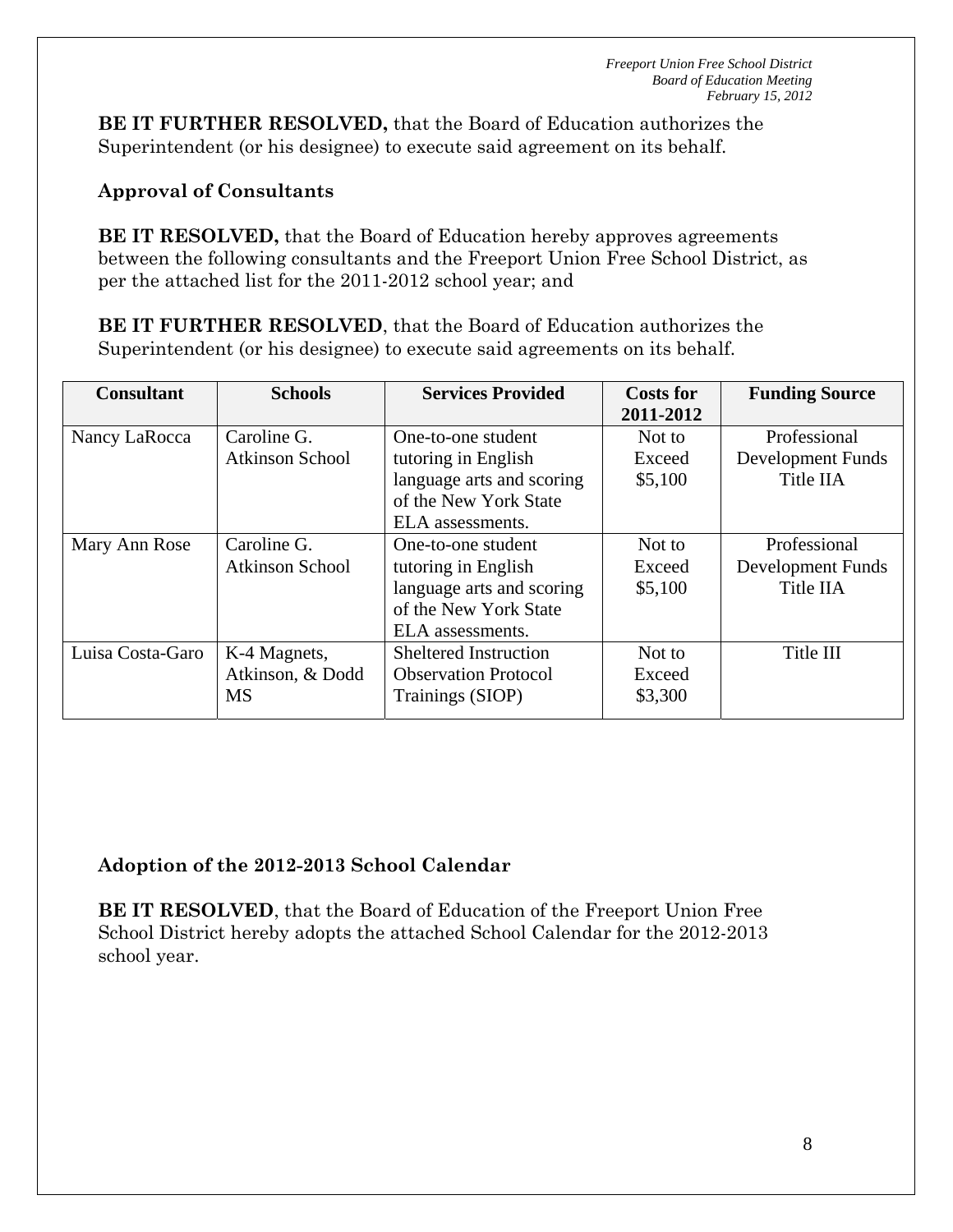**BE IT FURTHER RESOLVED,** that the Board of Education authorizes the Superintendent (or his designee) to execute said agreement on its behalf.

### Approval of Consultants

**BE IT RESOLVED,** that the Board of Education hereby approves agreements between the following consultants and the Freeport Union Free School District, as per the attached list for the 2011-2012 school year; and

**BE IT FURTHER RESOLVED**, that the Board of Education authorizes the Superintendent (or his designee) to execute said agreements on its behalf.

| Consultant | Schools | Services Provided | Costs for 2011-2012 | Funding Source |
|---|---|---|---|---|
| Nancy LaRocca | Caroline G. Atkinson School | One-to-one student tutoring in English language arts and scoring of the New York State ELA assessments. | Not to Exceed $5,100 | Professional Development Funds Title IIA |
| Mary Ann Rose | Caroline G. Atkinson School | One-to-one student tutoring in English language arts and scoring of the New York State ELA assessments. | Not to Exceed $5,100 | Professional Development Funds Title IIA |
| Luisa Costa-Garo | K-4 Magnets, Atkinson, & Dodd MS | Sheltered Instruction Observation Protocol Trainings (SIOP) | Not to Exceed $3,300 | Title III |

### Adoption of the 2012-2013 School Calendar

**BE IT RESOLVED**, that the Board of Education of the Freeport Union Free School District hereby adopts the attached School Calendar for the 2012-2013 school year.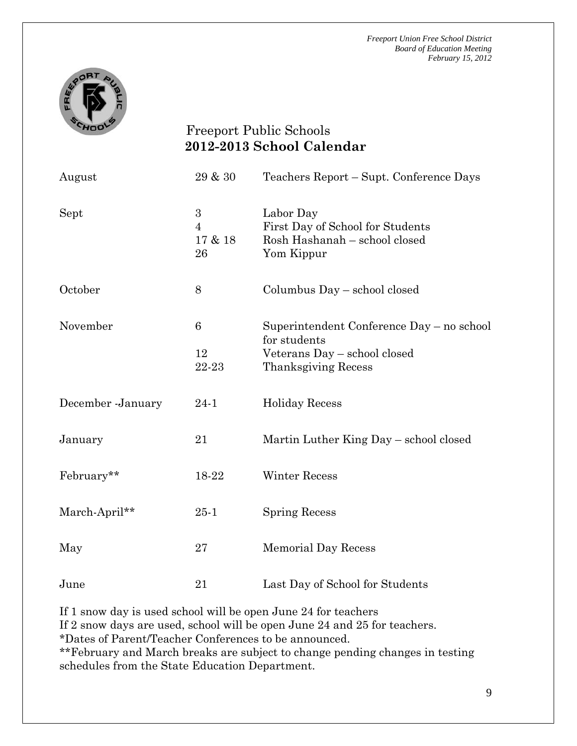Freeport Union Free School District
Board of Education Meeting
February 15, 2012

# Freeport Public Schools
## 2012-2013 School Calendar

| Month | Date | Event |
|---|---|---|
| August | 29 & 30 | Teachers Report – Supt. Conference Days |
| Sept | 3 | Labor Day |
| | 4 | First Day of School for Students |
| | 17 & 18 | Rosh Hashanah – school closed |
| | 26 | Yom Kippur |
| October | 8 | Columbus Day – school closed |
| November | 6 | Superintendent Conference Day – no school for students |
| | 12 | Veterans Day – school closed |
| | 22-23 | Thanksgiving Recess |
| December -January | 24-1 | Holiday Recess |
| January | 21 | Martin Luther King Day – school closed |
| February** | 18-22 | Winter Recess |
| March-April** | 25-1 | Spring Recess |
| May | 27 | Memorial Day Recess |
| June | 21 | Last Day of School for Students |

If 1 snow day is used school will be open June 24 for teachers
If 2 snow days are used, school will be open June 24 and 25 for teachers.
*Dates of Parent/Teacher Conferences to be announced.
**February and March breaks are subject to change pending changes in testing schedules from the State Education Department.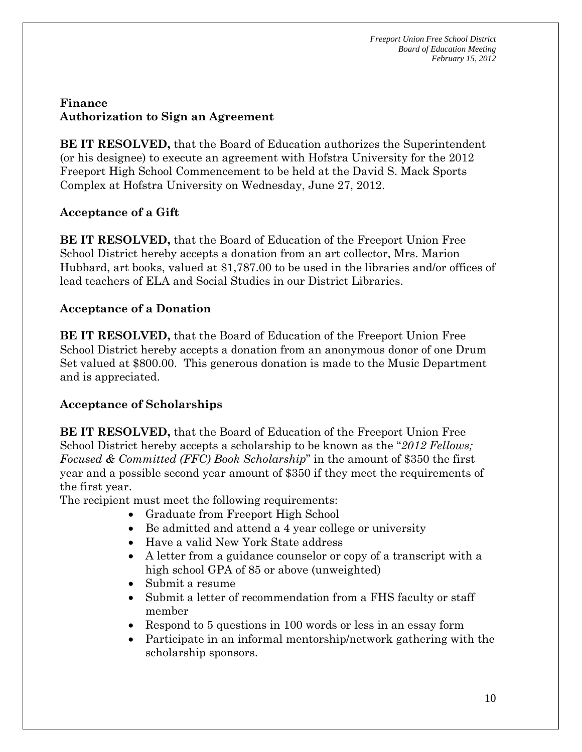## Finance

### Authorization to Sign an Agreement

**BE IT RESOLVED,** that the Board of Education authorizes the Superintendent (or his designee) to execute an agreement with Hofstra University for the 2012 Freeport High School Commencement to be held at the David S. Mack Sports Complex at Hofstra University on Wednesday, June 27, 2012.

### Acceptance of a Gift

**BE IT RESOLVED,** that the Board of Education of the Freeport Union Free School District hereby accepts a donation from an art collector, Mrs. Marion Hubbard, art books, valued at $1,787.00 to be used in the libraries and/or offices of lead teachers of ELA and Social Studies in our District Libraries.

### Acceptance of a Donation

**BE IT RESOLVED,** that the Board of Education of the Freeport Union Free School District hereby accepts a donation from an anonymous donor of one Drum Set valued at $800.00. This generous donation is made to the Music Department and is appreciated.

### Acceptance of Scholarships

**BE IT RESOLVED,** that the Board of Education of the Freeport Union Free School District hereby accepts a scholarship to be known as the "*2012 Fellows; Focused & Committed (FFC) Book Scholarship*" in the amount of $350 the first year and a possible second year amount of $350 if they meet the requirements of the first year.

The recipient must meet the following requirements:

- Graduate from Freeport High School
- Be admitted and attend a 4 year college or university
- Have a valid New York State address
- A letter from a guidance counselor or copy of a transcript with a high school GPA of 85 or above (unweighted)
- Submit a resume
- Submit a letter of recommendation from a FHS faculty or staff member
- Respond to 5 questions in 100 words or less in an essay form
- Participate in an informal mentorship/network gathering with the scholarship sponsors.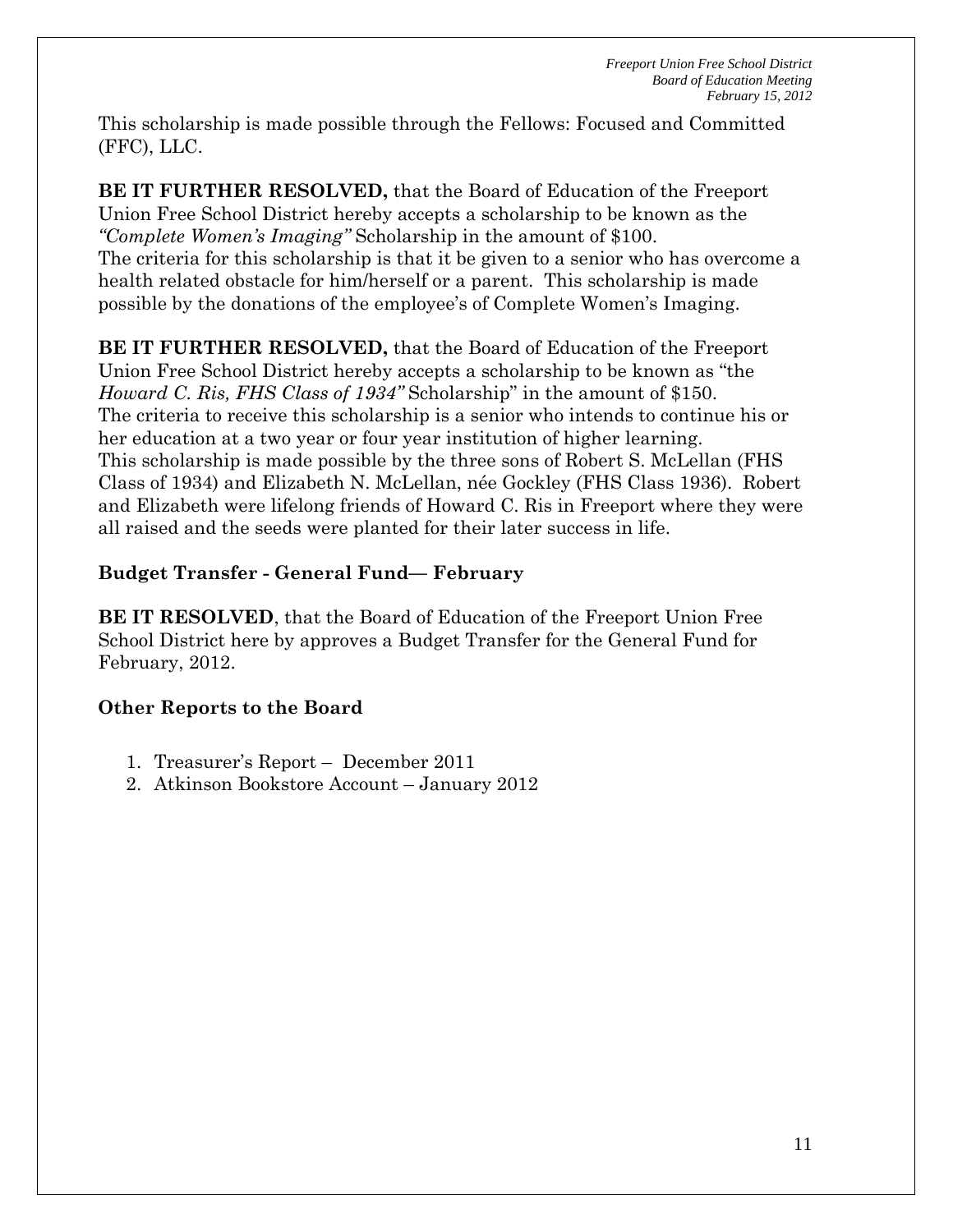This scholarship is made possible through the Fellows: Focused and Committed (FFC), LLC.

**BE IT FURTHER RESOLVED,** that the Board of Education of the Freeport Union Free School District hereby accepts a scholarship to be known as the *"Complete Women's Imaging"* Scholarship in the amount of $100. The criteria for this scholarship is that it be given to a senior who has overcome a health related obstacle for him/herself or a parent. This scholarship is made possible by the donations of the employee's of Complete Women's Imaging.

**BE IT FURTHER RESOLVED,** that the Board of Education of the Freeport Union Free School District hereby accepts a scholarship to be known as "the *Howard C. Ris, FHS Class of 1934"* Scholarship" in the amount of $150. The criteria to receive this scholarship is a senior who intends to continue his or her education at a two year or four year institution of higher learning. This scholarship is made possible by the three sons of Robert S. McLellan (FHS Class of 1934) and Elizabeth N. McLellan, née Gockley (FHS Class 1936). Robert and Elizabeth were lifelong friends of Howard C. Ris in Freeport where they were all raised and the seeds were planted for their later success in life.

**Budget Transfer - General Fund— February**

**BE IT RESOLVED**, that the Board of Education of the Freeport Union Free School District here by approves a Budget Transfer for the General Fund for February, 2012.

**Other Reports to the Board**

1. Treasurer's Report – December 2011
2. Atkinson Bookstore Account – January 2012